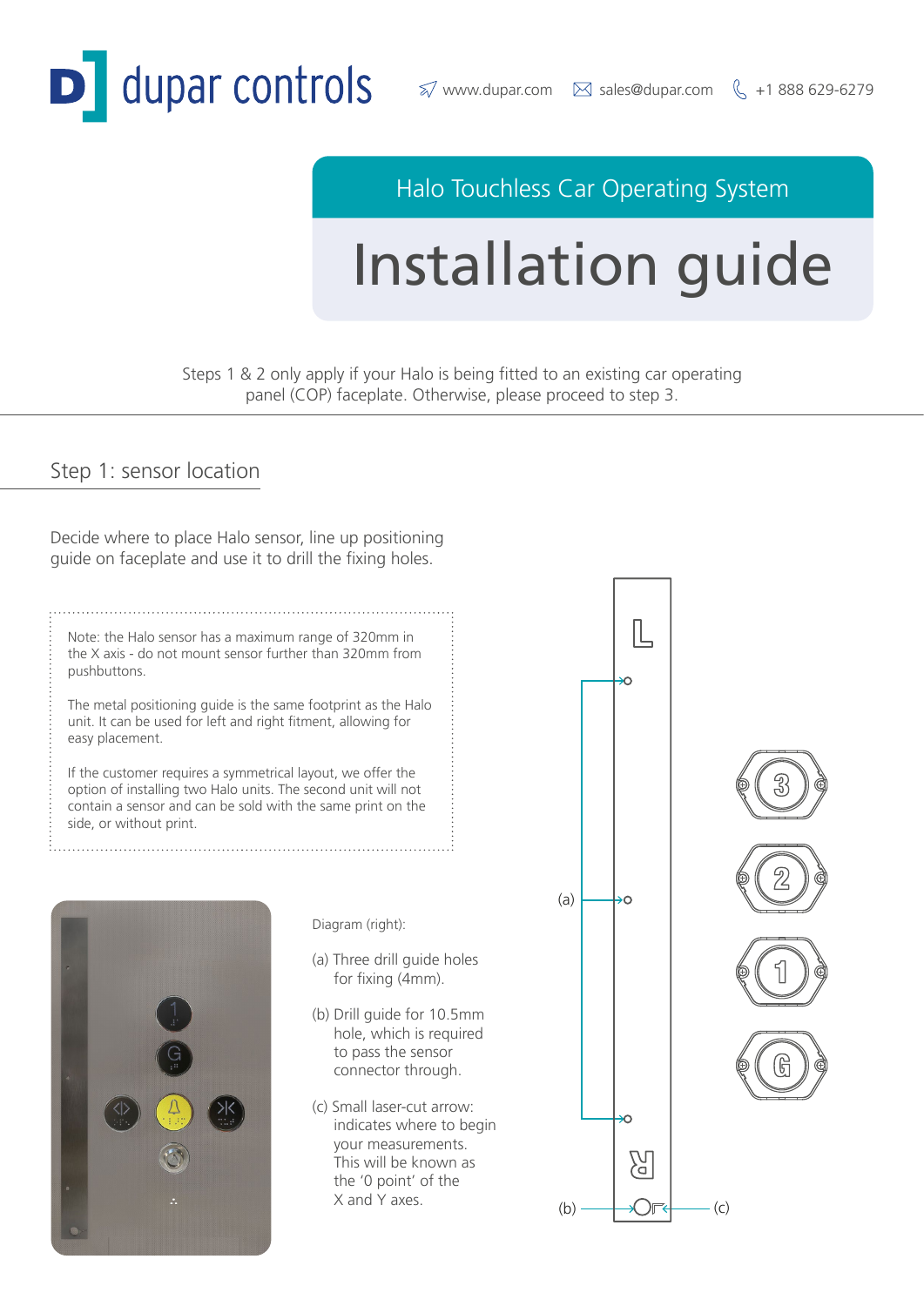dupar controls

www.dupar.com sales@dupar.com +1 888 629-6279

Halo Touchless Car Operating System

# Installation guide

Steps 1 & 2 only apply if your Halo is being fitted to an existing car operating panel (COP) faceplate. Otherwise, please proceed to step 3.

## Step 1: sensor location

Decide where to place Halo sensor, line up positioning guide on faceplate and use it to drill the fixing holes.

Note: the Halo sensor has a maximum range of 320mm in the X axis - do not mount sensor further than 320mm from pushbuttons.

The metal positioning guide is the same footprint as the Halo unit. It can be used for left and right fitment, allowing for easy placement.

If the customer requires a symmetrical layout, we offer the option of installing two Halo units. The second unit will not contain a sensor and can be sold with the same print on the side, or without print.

Diagram (right):

(a) Three drill guide holes for fixing (4mm).

(b) Drill guide for 10.5mm hole, which is required to pass the sensor connector through.

(c) Small laser-cut arrow: indicates where to begin your measurements. This will be known as the '0 point' of the X and Y axes.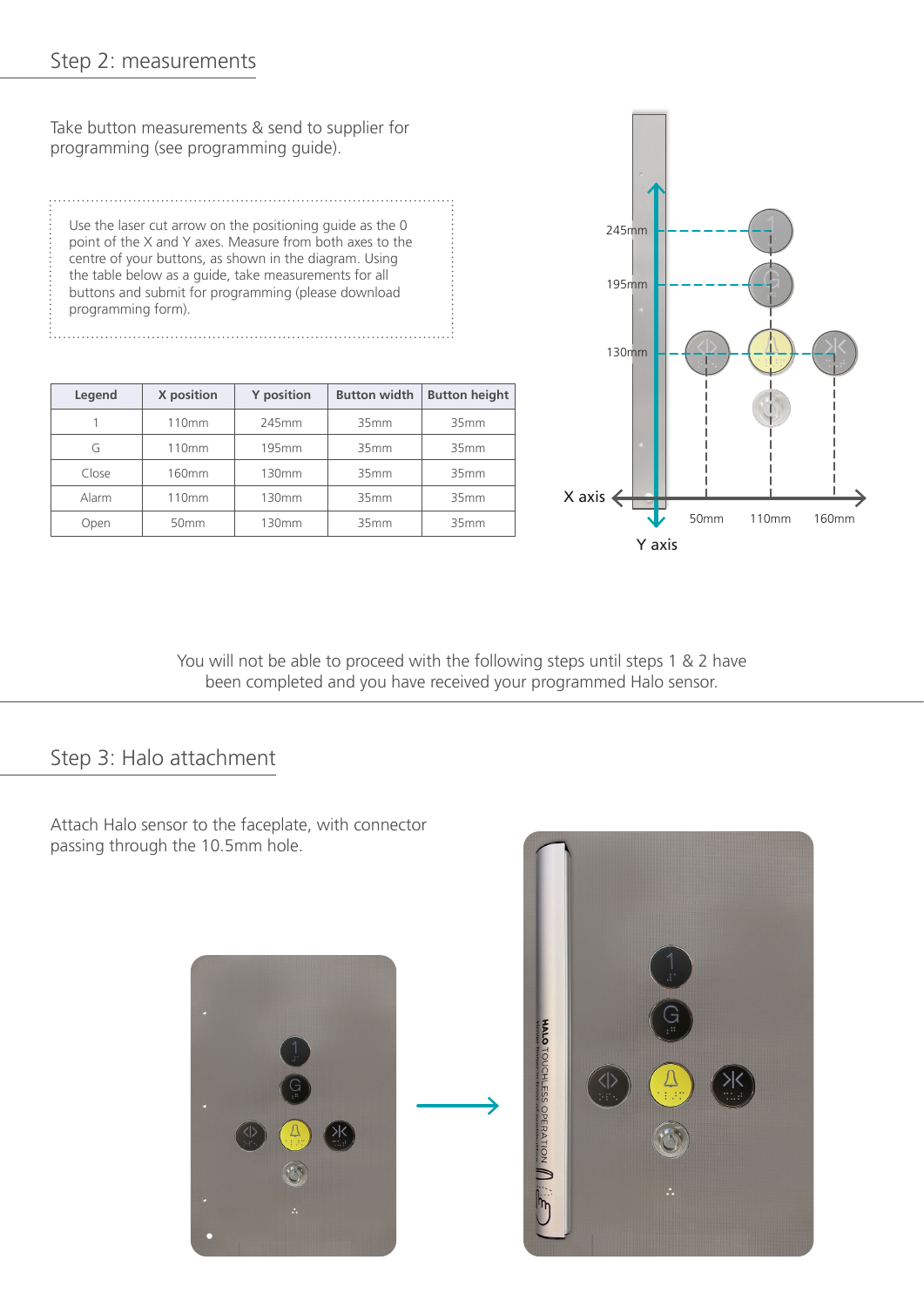## Step 2: measurements

Take button measurements & send to supplier for programming (see programming guide).

Use the laser cut arrow on the positioning guide as the 0 point of the X and Y axes. Measure from both axes to the centre of your buttons, as shown in the diagram. Using the table below as a guide, take measurements for all buttons and submit for programming (please download programming form).

| Legend | X position | Y position | Button width | Button height |
|---|---|---|---|---|
| 1 | 110mm | 245mm | 35mm | 35mm |
| G | 110mm | 195mm | 35mm | 35mm |
| Close | 160mm | 130mm | 35mm | 35mm |
| Alarm | 110mm | 130mm | 35mm | 35mm |
| Open | 50mm | 130mm | 35mm | 35mm |

You will not be able to proceed with the following steps until steps 1 & 2 have been completed and you have received your programmed Halo sensor.

## Step 3: Halo attachment

Attach Halo sensor to the faceplate, with connector passing through the 10.5mm hole.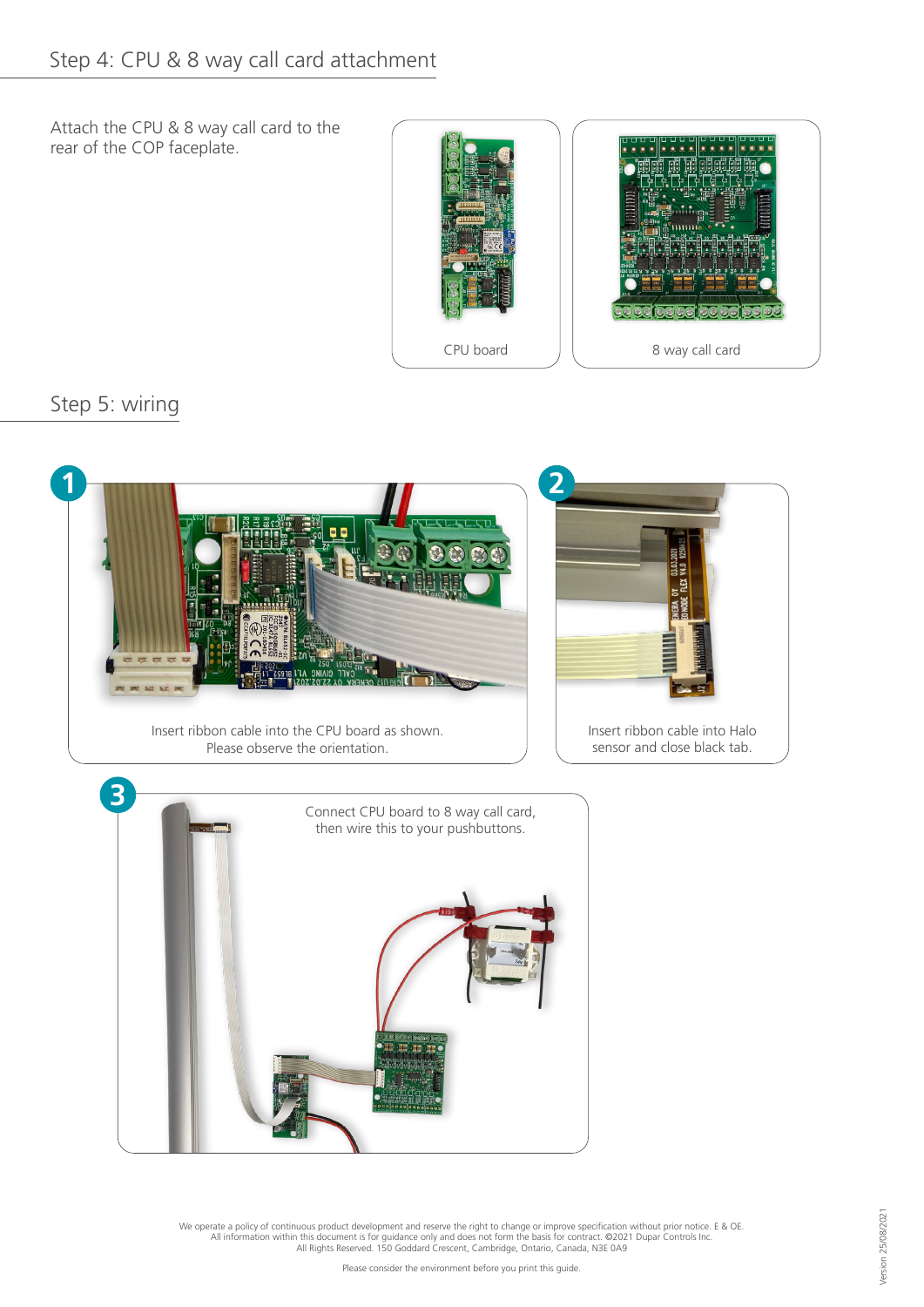## Step 4: CPU & 8 way call card attachment

Attach the CPU & 8 way call card to the rear of the COP faceplate.

CPU board

8 way call card

## Step 5: wiring

1

Insert ribbon cable into the CPU board as shown. Please observe the orientation.

2

Insert ribbon cable into Halo sensor and close black tab.

3

Connect CPU board to 8 way call card, then wire this to your pushbuttons.

We operate a policy of continuous product development and reserve the right to change or improve specification without prior notice. E & OE.
All information within this document is for guidance only and does not form the basis for contract. ©2021 Dupar Controls Inc.
All Rights Reserved. 150 Goddard Crescent, Cambridge, Ontario, Canada, N3E 0A9

Please consider the environment before you print this guide.

Version 25/08/2021